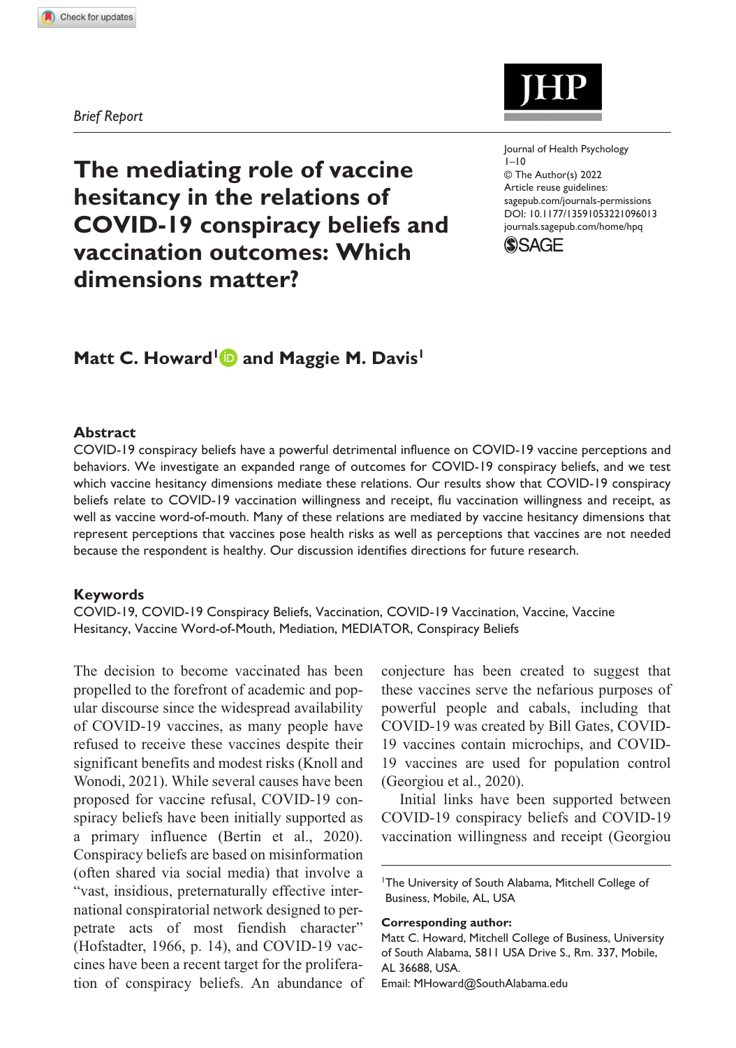*Brief Report*

Journal of Health Psychology
1–10
© The Author(s) 2022
Article reuse guidelines:
sagepub.com/journals-permissions
DOI: 10.1177/13591053221096013
journals.sagepub.com/home/hpq

# The mediating role of vaccine hesitancy in the relations of COVID-19 conspiracy beliefs and vaccination outcomes: Which dimensions matter?

**Matt C. Howard[1] and Maggie M. Davis[1]**

## Abstract

COVID-19 conspiracy beliefs have a powerful detrimental influence on COVID-19 vaccine perceptions and behaviors. We investigate an expanded range of outcomes for COVID-19 conspiracy beliefs, and we test which vaccine hesitancy dimensions mediate these relations. Our results show that COVID-19 conspiracy beliefs relate to COVID-19 vaccination willingness and receipt, flu vaccination willingness and receipt, as well as vaccine word-of-mouth. Many of these relations are mediated by vaccine hesitancy dimensions that represent perceptions that vaccines pose health risks as well as perceptions that vaccines are not needed because the respondent is healthy. Our discussion identifies directions for future research.

## Keywords

COVID-19, COVID-19 Conspiracy Beliefs, Vaccination, COVID-19 Vaccination, Vaccine, Vaccine Hesitancy, Vaccine Word-of-Mouth, Mediation, MEDIATOR, Conspiracy Beliefs

The decision to become vaccinated has been propelled to the forefront of academic and popular discourse since the widespread availability of COVID-19 vaccines, as many people have refused to receive these vaccines despite their significant benefits and modest risks (Knoll and Wonodi, 2021). While several causes have been proposed for vaccine refusal, COVID-19 conspiracy beliefs have been initially supported as a primary influence (Bertin et al., 2020). Conspiracy beliefs are based on misinformation (often shared via social media) that involve a "vast, insidious, preternaturally effective international conspiratorial network designed to perpetrate acts of most fiendish character" (Hofstadter, 1966, p. 14), and COVID-19 vaccines have been a recent target for the proliferation of conspiracy beliefs. An abundance of conjecture has been created to suggest that these vaccines serve the nefarious purposes of powerful people and cabals, including that COVID-19 was created by Bill Gates, COVID-19 vaccines contain microchips, and COVID-19 vaccines are used for population control (Georgiou et al., 2020).

Initial links have been supported between COVID-19 conspiracy beliefs and COVID-19 vaccination willingness and receipt (Georgiou

[1]The University of South Alabama, Mitchell College of Business, Mobile, AL, USA

**Corresponding author:**
Matt C. Howard, Mitchell College of Business, University of South Alabama, 5811 USA Drive S., Rm. 337, Mobile, AL 36688, USA.
Email: MHoward@SouthAlabama.edu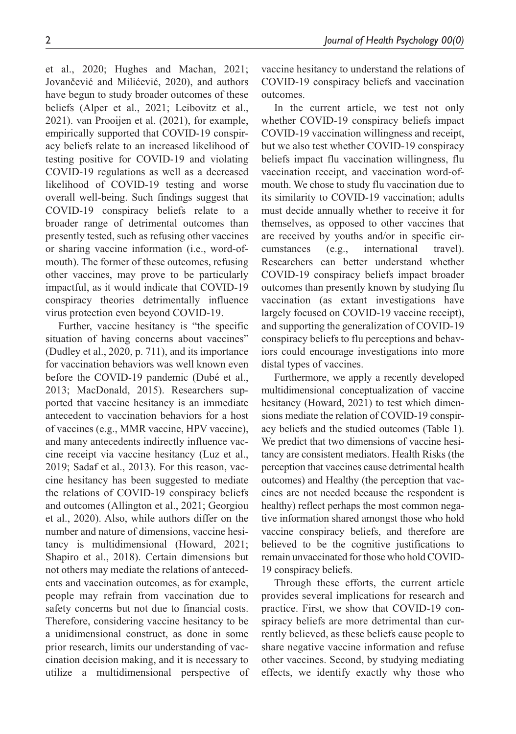et al., 2020; Hughes and Machan, 2021; Jovančević and Milićević, 2020), and authors have begun to study broader outcomes of these beliefs (Alper et al., 2021; Leibovitz et al., 2021). van Prooijen et al. (2021), for example, empirically supported that COVID-19 conspiracy beliefs relate to an increased likelihood of testing positive for COVID-19 and violating COVID-19 regulations as well as a decreased likelihood of COVID-19 testing and worse overall well-being. Such findings suggest that COVID-19 conspiracy beliefs relate to a broader range of detrimental outcomes than presently tested, such as refusing other vaccines or sharing vaccine information (i.e., word-of-mouth). The former of these outcomes, refusing other vaccines, may prove to be particularly impactful, as it would indicate that COVID-19 conspiracy theories detrimentally influence virus protection even beyond COVID-19.

Further, vaccine hesitancy is "the specific situation of having concerns about vaccines" (Dudley et al., 2020, p. 711), and its importance for vaccination behaviors was well known even before the COVID-19 pandemic (Dubé et al., 2013; MacDonald, 2015). Researchers supported that vaccine hesitancy is an immediate antecedent to vaccination behaviors for a host of vaccines (e.g., MMR vaccine, HPV vaccine), and many antecedents indirectly influence vaccine receipt via vaccine hesitancy (Luz et al., 2019; Sadaf et al., 2013). For this reason, vaccine hesitancy has been suggested to mediate the relations of COVID-19 conspiracy beliefs and outcomes (Allington et al., 2021; Georgiou et al., 2020). Also, while authors differ on the number and nature of dimensions, vaccine hesitancy is multidimensional (Howard, 2021; Shapiro et al., 2018). Certain dimensions but not others may mediate the relations of antecedents and vaccination outcomes, as for example, people may refrain from vaccination due to safety concerns but not due to financial costs. Therefore, considering vaccine hesitancy to be a unidimensional construct, as done in some prior research, limits our understanding of vaccination decision making, and it is necessary to utilize a multidimensional perspective of vaccine hesitancy to understand the relations of COVID-19 conspiracy beliefs and vaccination outcomes.

In the current article, we test not only whether COVID-19 conspiracy beliefs impact COVID-19 vaccination willingness and receipt, but we also test whether COVID-19 conspiracy beliefs impact flu vaccination willingness, flu vaccination receipt, and vaccination word-of-mouth. We chose to study flu vaccination due to its similarity to COVID-19 vaccination; adults must decide annually whether to receive it for themselves, as opposed to other vaccines that are received by youths and/or in specific circumstances (e.g., international travel). Researchers can better understand whether COVID-19 conspiracy beliefs impact broader outcomes than presently known by studying flu vaccination (as extant investigations have largely focused on COVID-19 vaccine receipt), and supporting the generalization of COVID-19 conspiracy beliefs to flu perceptions and behaviors could encourage investigations into more distal types of vaccines.

Furthermore, we apply a recently developed multidimensional conceptualization of vaccine hesitancy (Howard, 2021) to test which dimensions mediate the relation of COVID-19 conspiracy beliefs and the studied outcomes (Table 1). We predict that two dimensions of vaccine hesitancy are consistent mediators. Health Risks (the perception that vaccines cause detrimental health outcomes) and Healthy (the perception that vaccines are not needed because the respondent is healthy) reflect perhaps the most common negative information shared amongst those who hold vaccine conspiracy beliefs, and therefore are believed to be the cognitive justifications to remain unvaccinated for those who hold COVID-19 conspiracy beliefs.

Through these efforts, the current article provides several implications for research and practice. First, we show that COVID-19 conspiracy beliefs are more detrimental than currently believed, as these beliefs cause people to share negative vaccine information and refuse other vaccines. Second, by studying mediating effects, we identify exactly why those who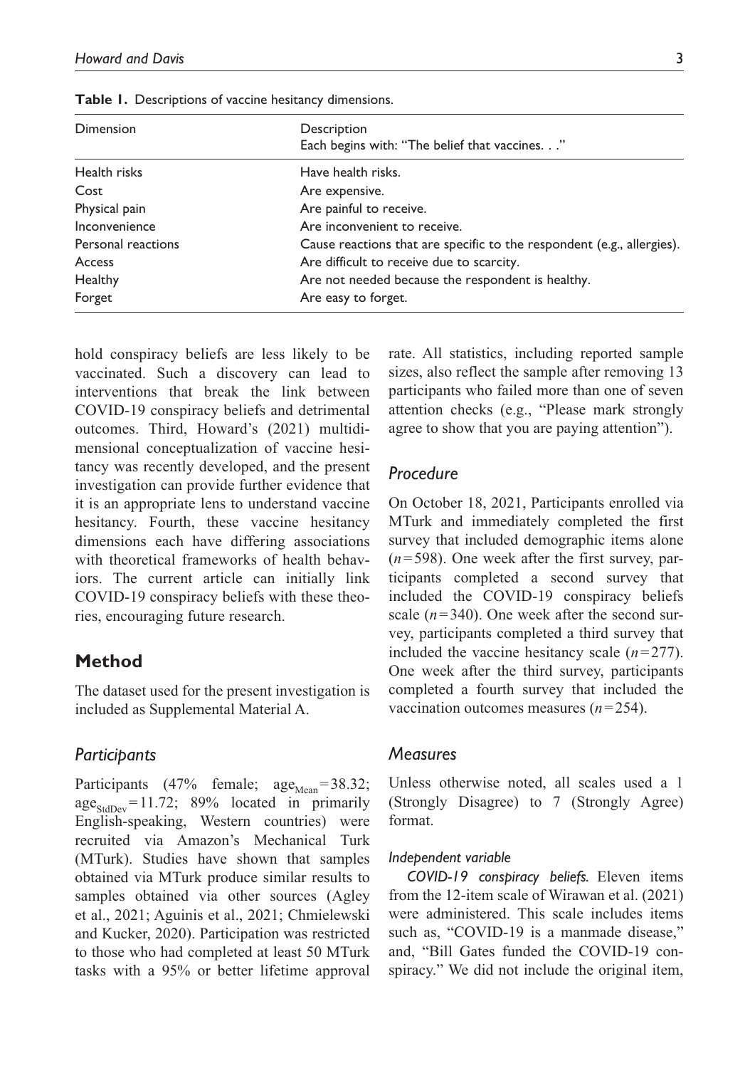**Table 1.** Descriptions of vaccine hesitancy dimensions.

| Dimension | Description<br>Each begins with: "The belief that vaccines. . ." |
|---|---|
| Health risks | Have health risks. |
| Cost | Are expensive. |
| Physical pain | Are painful to receive. |
| Inconvenience | Are inconvenient to receive. |
| Personal reactions | Cause reactions that are specific to the respondent (e.g., allergies). |
| Access | Are difficult to receive due to scarcity. |
| Healthy | Are not needed because the respondent is healthy. |
| Forget | Are easy to forget. |

hold conspiracy beliefs are less likely to be vaccinated. Such a discovery can lead to interventions that break the link between COVID-19 conspiracy beliefs and detrimental outcomes. Third, Howard's (2021) multidimensional conceptualization of vaccine hesitancy was recently developed, and the present investigation can provide further evidence that it is an appropriate lens to understand vaccine hesitancy. Fourth, these vaccine hesitancy dimensions each have differing associations with theoretical frameworks of health behaviors. The current article can initially link COVID-19 conspiracy beliefs with these theories, encouraging future research.

## Method

The dataset used for the present investigation is included as Supplemental Material A.

### Participants

Participants (47% female; $age_{Mean}=38.32$; $age_{StdDev}=11.72$; 89% located in primarily English-speaking, Western countries) were recruited via Amazon's Mechanical Turk (MTurk). Studies have shown that samples obtained via MTurk produce similar results to samples obtained via other sources (Agley et al., 2021; Aguinis et al., 2021; Chmielewski and Kucker, 2020). Participation was restricted to those who had completed at least 50 MTurk tasks with a 95% or better lifetime approval rate. All statistics, including reported sample sizes, also reflect the sample after removing 13 participants who failed more than one of seven attention checks (e.g., "Please mark strongly agree to show that you are paying attention").

### Procedure

On October 18, 2021, Participants enrolled via MTurk and immediately completed the first survey that included demographic items alone ($n=598$). One week after the first survey, participants completed a second survey that included the COVID-19 conspiracy beliefs scale ($n=340$). One week after the second survey, participants completed a third survey that included the vaccine hesitancy scale ($n=277$). One week after the third survey, participants completed a fourth survey that included the vaccination outcomes measures ($n=254$).

### Measures

Unless otherwise noted, all scales used a 1 (Strongly Disagree) to 7 (Strongly Agree) format.

#### *Independent variable*

*COVID-19 conspiracy beliefs.* Eleven items from the 12-item scale of Wirawan et al. (2021) were administered. This scale includes items such as, "COVID-19 is a manmade disease," and, "Bill Gates funded the COVID-19 conspiracy." We did not include the original item,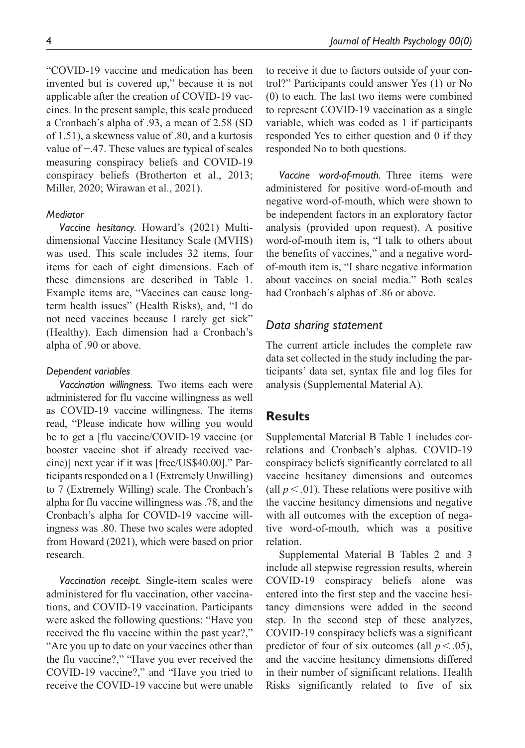"COVID-19 vaccine and medication has been invented but is covered up," because it is not applicable after the creation of COVID-19 vaccines. In the present sample, this scale produced a Cronbach's alpha of .93, a mean of 2.58 (SD of 1.51), a skewness value of .80, and a kurtosis value of −.47. These values are typical of scales measuring conspiracy beliefs and COVID-19 conspiracy beliefs (Brotherton et al., 2013; Miller, 2020; Wirawan et al., 2021).

#### *Mediator*

*Vaccine hesitancy.* Howard's (2021) Multidimensional Vaccine Hesitancy Scale (MVHS) was used. This scale includes 32 items, four items for each of eight dimensions. Each of these dimensions are described in Table 1. Example items are, "Vaccines can cause long-term health issues" (Health Risks), and, "I do not need vaccines because I rarely get sick" (Healthy). Each dimension had a Cronbach's alpha of .90 or above.

#### *Dependent variables*

*Vaccination willingness.* Two items each were administered for flu vaccine willingness as well as COVID-19 vaccine willingness. The items read, "Please indicate how willing you would be to get a [flu vaccine/COVID-19 vaccine (or booster vaccine shot if already received vaccine)] next year if it was [free/US$40.00]." Participants responded on a 1 (Extremely Unwilling) to 7 (Extremely Willing) scale. The Cronbach's alpha for flu vaccine willingness was .78, and the Cronbach's alpha for COVID-19 vaccine willingness was .80. These two scales were adopted from Howard (2021), which were based on prior research.

*Vaccination receipt.* Single-item scales were administered for flu vaccination, other vaccinations, and COVID-19 vaccination. Participants were asked the following questions: "Have you received the flu vaccine within the past year?," "Are you up to date on your vaccines other than the flu vaccine?," "Have you ever received the COVID-19 vaccine?," and "Have you tried to receive the COVID-19 vaccine but were unable to receive it due to factors outside of your control?" Participants could answer Yes (1) or No (0) to each. The last two items were combined to represent COVID-19 vaccination as a single variable, which was coded as 1 if participants responded Yes to either question and 0 if they responded No to both questions.

*Vaccine word-of-mouth.* Three items were administered for positive word-of-mouth and negative word-of-mouth, which were shown to be independent factors in an exploratory factor analysis (provided upon request). A positive word-of-mouth item is, "I talk to others about the benefits of vaccines," and a negative word-of-mouth item is, "I share negative information about vaccines on social media." Both scales had Cronbach's alphas of .86 or above.

### *Data sharing statement*

The current article includes the complete raw data set collected in the study including the participants' data set, syntax file and log files for analysis (Supplemental Material A).

## Results

Supplemental Material B Table 1 includes correlations and Cronbach's alphas. COVID-19 conspiracy beliefs significantly correlated to all vaccine hesitancy dimensions and outcomes (all $p < .01$). These relations were positive with the vaccine hesitancy dimensions and negative with all outcomes with the exception of negative word-of-mouth, which was a positive relation.

Supplemental Material B Tables 2 and 3 include all stepwise regression results, wherein COVID-19 conspiracy beliefs alone was entered into the first step and the vaccine hesitancy dimensions were added in the second step. In the second step of these analyzes, COVID-19 conspiracy beliefs was a significant predictor of four of six outcomes (all $p < .05$), and the vaccine hesitancy dimensions differed in their number of significant relations. Health Risks significantly related to five of six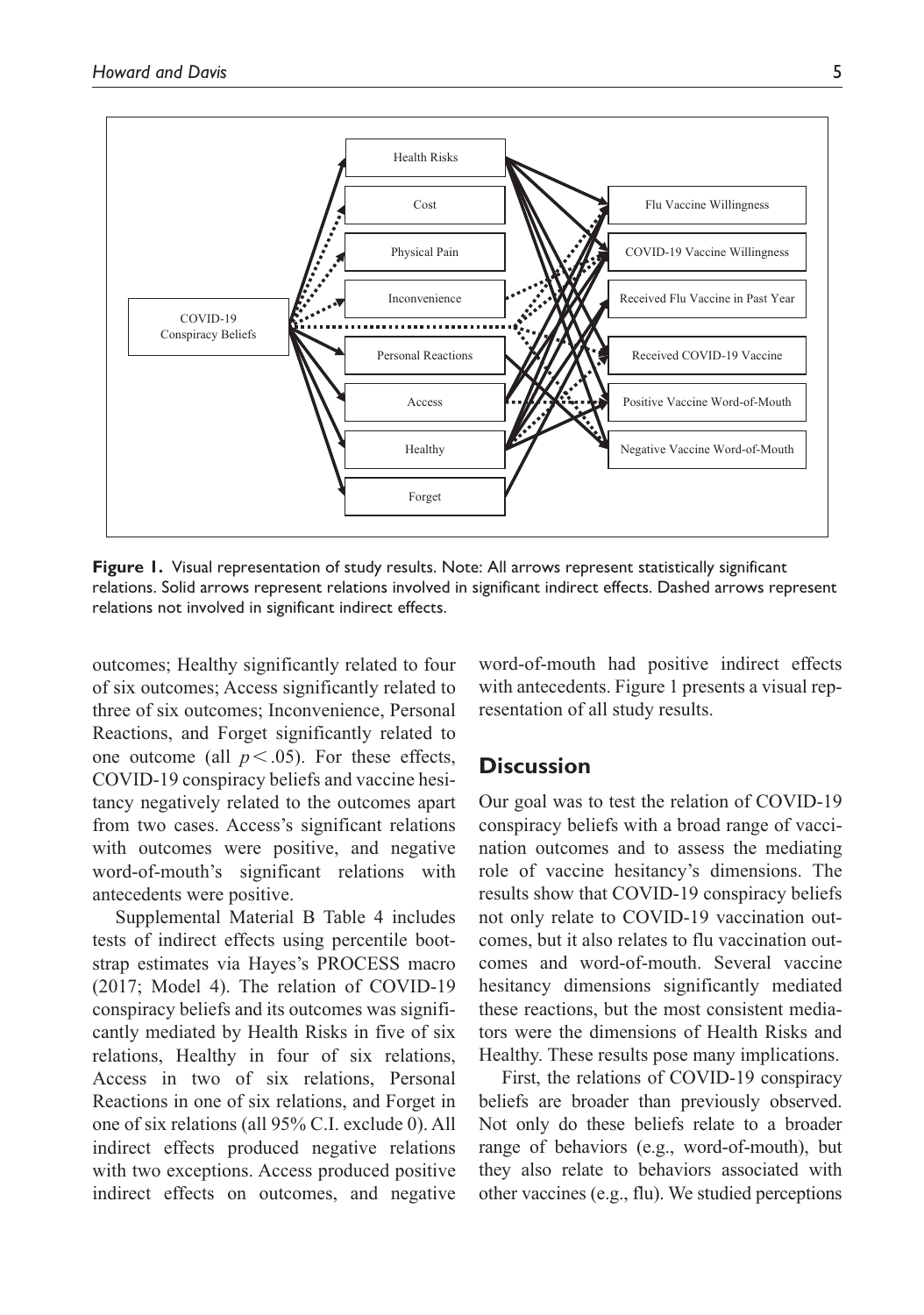**Figure 1.** Visual representation of study results. Note: All arrows represent statistically significant relations. Solid arrows represent relations involved in significant indirect effects. Dashed arrows represent relations not involved in significant indirect effects.

outcomes; Healthy significantly related to four of six outcomes; Access significantly related to three of six outcomes; Inconvenience, Personal Reactions, and Forget significantly related to one outcome (all $p < .05$). For these effects, COVID-19 conspiracy beliefs and vaccine hesitancy negatively related to the outcomes apart from two cases. Access's significant relations with outcomes were positive, and negative word-of-mouth's significant relations with antecedents were positive.

Supplemental Material B Table 4 includes tests of indirect effects using percentile bootstrap estimates via Hayes's PROCESS macro (2017; Model 4). The relation of COVID-19 conspiracy beliefs and its outcomes was significantly mediated by Health Risks in five of six relations, Healthy in four of six relations, Access in two of six relations, Personal Reactions in one of six relations, and Forget in one of six relations (all 95% C.I. exclude 0). All indirect effects produced negative relations with two exceptions. Access produced positive indirect effects on outcomes, and negative word-of-mouth had positive indirect effects with antecedents. Figure 1 presents a visual representation of all study results.

## Discussion

Our goal was to test the relation of COVID-19 conspiracy beliefs with a broad range of vaccination outcomes and to assess the mediating role of vaccine hesitancy's dimensions. The results show that COVID-19 conspiracy beliefs not only relate to COVID-19 vaccination outcomes, but it also relates to flu vaccination outcomes and word-of-mouth. Several vaccine hesitancy dimensions significantly mediated these reactions, but the most consistent mediators were the dimensions of Health Risks and Healthy. These results pose many implications.

First, the relations of COVID-19 conspiracy beliefs are broader than previously observed. Not only do these beliefs relate to a broader range of behaviors (e.g., word-of-mouth), but they also relate to behaviors associated with other vaccines (e.g., flu). We studied perceptions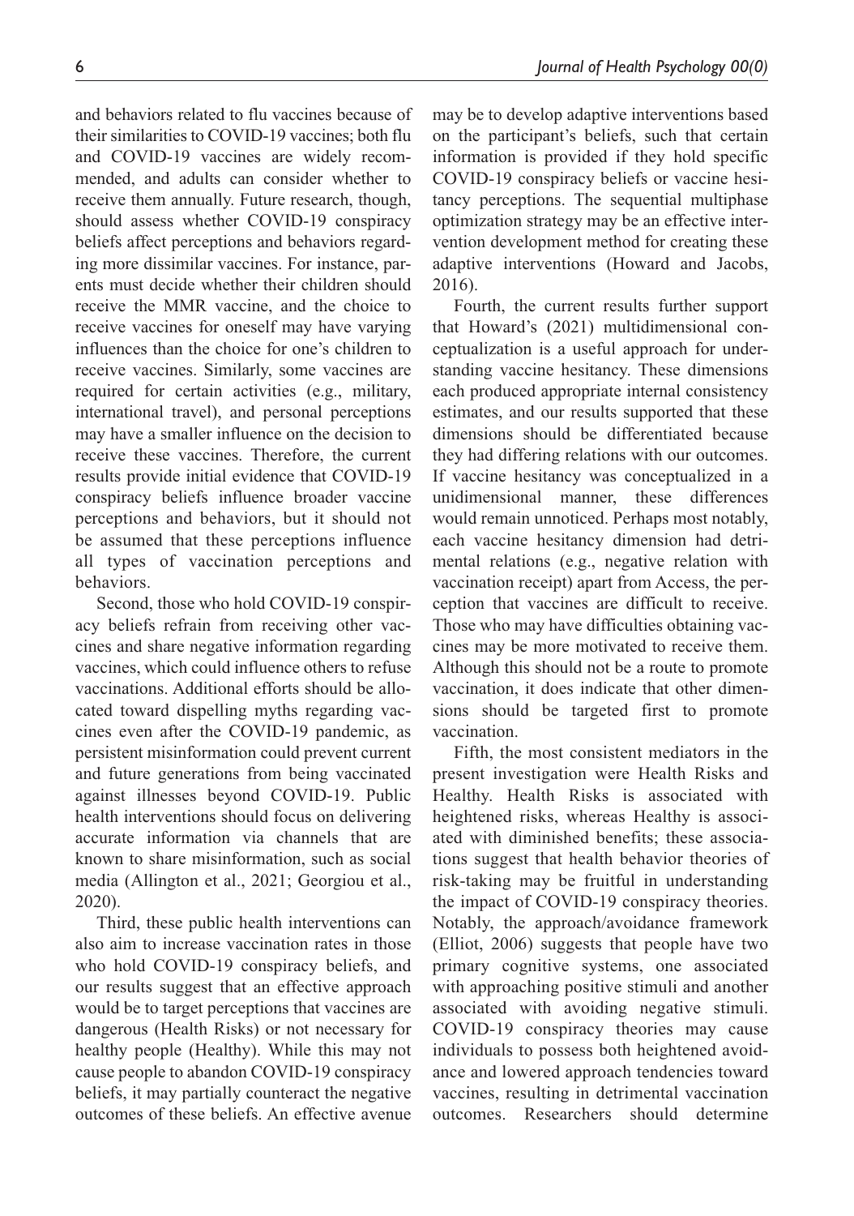and behaviors related to flu vaccines because of their similarities to COVID-19 vaccines; both flu and COVID-19 vaccines are widely recommended, and adults can consider whether to receive them annually. Future research, though, should assess whether COVID-19 conspiracy beliefs affect perceptions and behaviors regarding more dissimilar vaccines. For instance, parents must decide whether their children should receive the MMR vaccine, and the choice to receive vaccines for oneself may have varying influences than the choice for one's children to receive vaccines. Similarly, some vaccines are required for certain activities (e.g., military, international travel), and personal perceptions may have a smaller influence on the decision to receive these vaccines. Therefore, the current results provide initial evidence that COVID-19 conspiracy beliefs influence broader vaccine perceptions and behaviors, but it should not be assumed that these perceptions influence all types of vaccination perceptions and behaviors.

Second, those who hold COVID-19 conspiracy beliefs refrain from receiving other vaccines and share negative information regarding vaccines, which could influence others to refuse vaccinations. Additional efforts should be allocated toward dispelling myths regarding vaccines even after the COVID-19 pandemic, as persistent misinformation could prevent current and future generations from being vaccinated against illnesses beyond COVID-19. Public health interventions should focus on delivering accurate information via channels that are known to share misinformation, such as social media (Allington et al., 2021; Georgiou et al., 2020).

Third, these public health interventions can also aim to increase vaccination rates in those who hold COVID-19 conspiracy beliefs, and our results suggest that an effective approach would be to target perceptions that vaccines are dangerous (Health Risks) or not necessary for healthy people (Healthy). While this may not cause people to abandon COVID-19 conspiracy beliefs, it may partially counteract the negative outcomes of these beliefs. An effective avenue may be to develop adaptive interventions based on the participant's beliefs, such that certain information is provided if they hold specific COVID-19 conspiracy beliefs or vaccine hesitancy perceptions. The sequential multiphase optimization strategy may be an effective intervention development method for creating these adaptive interventions (Howard and Jacobs, 2016).

Fourth, the current results further support that Howard's (2021) multidimensional conceptualization is a useful approach for understanding vaccine hesitancy. These dimensions each produced appropriate internal consistency estimates, and our results supported that these dimensions should be differentiated because they had differing relations with our outcomes. If vaccine hesitancy was conceptualized in a unidimensional manner, these differences would remain unnoticed. Perhaps most notably, each vaccine hesitancy dimension had detrimental relations (e.g., negative relation with vaccination receipt) apart from Access, the perception that vaccines are difficult to receive. Those who may have difficulties obtaining vaccines may be more motivated to receive them. Although this should not be a route to promote vaccination, it does indicate that other dimensions should be targeted first to promote vaccination.

Fifth, the most consistent mediators in the present investigation were Health Risks and Healthy. Health Risks is associated with heightened risks, whereas Healthy is associated with diminished benefits; these associations suggest that health behavior theories of risk-taking may be fruitful in understanding the impact of COVID-19 conspiracy theories. Notably, the approach/avoidance framework (Elliot, 2006) suggests that people have two primary cognitive systems, one associated with approaching positive stimuli and another associated with avoiding negative stimuli. COVID-19 conspiracy theories may cause individuals to possess both heightened avoidance and lowered approach tendencies toward vaccines, resulting in detrimental vaccination outcomes. Researchers should determine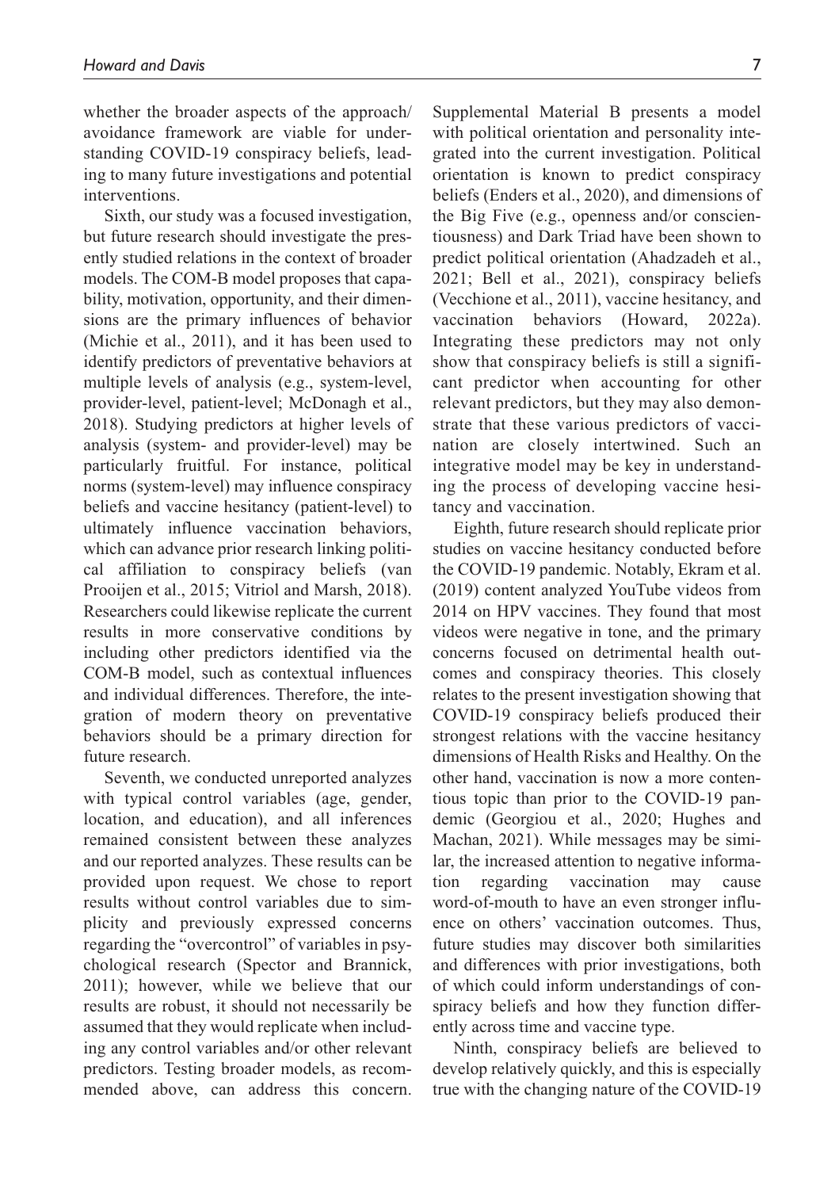whether the broader aspects of the approach/avoidance framework are viable for understanding COVID-19 conspiracy beliefs, leading to many future investigations and potential interventions.

Sixth, our study was a focused investigation, but future research should investigate the presently studied relations in the context of broader models. The COM-B model proposes that capability, motivation, opportunity, and their dimensions are the primary influences of behavior (Michie et al., 2011), and it has been used to identify predictors of preventative behaviors at multiple levels of analysis (e.g., system-level, provider-level, patient-level; McDonagh et al., 2018). Studying predictors at higher levels of analysis (system- and provider-level) may be particularly fruitful. For instance, political norms (system-level) may influence conspiracy beliefs and vaccine hesitancy (patient-level) to ultimately influence vaccination behaviors, which can advance prior research linking political affiliation to conspiracy beliefs (van Prooijen et al., 2015; Vitriol and Marsh, 2018). Researchers could likewise replicate the current results in more conservative conditions by including other predictors identified via the COM-B model, such as contextual influences and individual differences. Therefore, the integration of modern theory on preventative behaviors should be a primary direction for future research.

Seventh, we conducted unreported analyzes with typical control variables (age, gender, location, and education), and all inferences remained consistent between these analyzes and our reported analyzes. These results can be provided upon request. We chose to report results without control variables due to simplicity and previously expressed concerns regarding the "overcontrol" of variables in psychological research (Spector and Brannick, 2011); however, while we believe that our results are robust, it should not necessarily be assumed that they would replicate when including any control variables and/or other relevant predictors. Testing broader models, as recommended above, can address this concern. Supplemental Material B presents a model with political orientation and personality integrated into the current investigation. Political orientation is known to predict conspiracy beliefs (Enders et al., 2020), and dimensions of the Big Five (e.g., openness and/or conscientiousness) and Dark Triad have been shown to predict political orientation (Ahadzadeh et al., 2021; Bell et al., 2021), conspiracy beliefs (Vecchione et al., 2011), vaccine hesitancy, and vaccination behaviors (Howard, 2022a). Integrating these predictors may not only show that conspiracy beliefs is still a significant predictor when accounting for other relevant predictors, but they may also demonstrate that these various predictors of vaccination are closely intertwined. Such an integrative model may be key in understanding the process of developing vaccine hesitancy and vaccination.

Eighth, future research should replicate prior studies on vaccine hesitancy conducted before the COVID-19 pandemic. Notably, Ekram et al. (2019) content analyzed YouTube videos from 2014 on HPV vaccines. They found that most videos were negative in tone, and the primary concerns focused on detrimental health outcomes and conspiracy theories. This closely relates to the present investigation showing that COVID-19 conspiracy beliefs produced their strongest relations with the vaccine hesitancy dimensions of Health Risks and Healthy. On the other hand, vaccination is now a more contentious topic than prior to the COVID-19 pandemic (Georgiou et al., 2020; Hughes and Machan, 2021). While messages may be similar, the increased attention to negative information regarding vaccination may cause word-of-mouth to have an even stronger influence on others' vaccination outcomes. Thus, future studies may discover both similarities and differences with prior investigations, both of which could inform understandings of conspiracy beliefs and how they function differently across time and vaccine type.

Ninth, conspiracy beliefs are believed to develop relatively quickly, and this is especially true with the changing nature of the COVID-19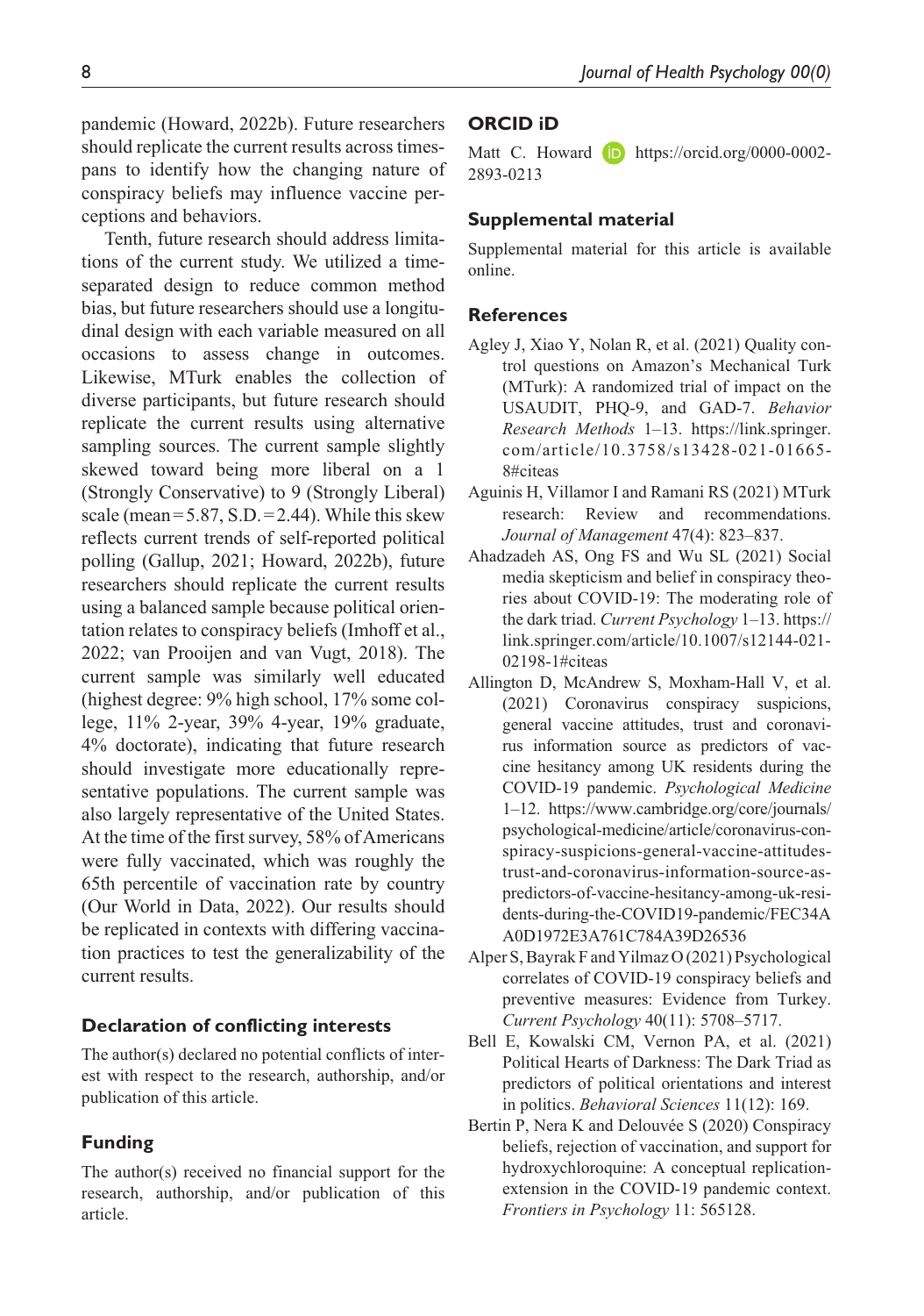pandemic (Howard, 2022b). Future researchers should replicate the current results across timespans to identify how the changing nature of conspiracy beliefs may influence vaccine perceptions and behaviors.

Tenth, future research should address limitations of the current study. We utilized a time-separated design to reduce common method bias, but future researchers should use a longitudinal design with each variable measured on all occasions to assess change in outcomes. Likewise, MTurk enables the collection of diverse participants, but future research should replicate the current results using alternative sampling sources. The current sample slightly skewed toward being more liberal on a 1 (Strongly Conservative) to 9 (Strongly Liberal) scale (mean = 5.87, S.D. = 2.44). While this skew reflects current trends of self-reported political polling (Gallup, 2021; Howard, 2022b), future researchers should replicate the current results using a balanced sample because political orientation relates to conspiracy beliefs (Imhoff et al., 2022; van Prooijen and van Vugt, 2018). The current sample was similarly well educated (highest degree: 9% high school, 17% some college, 11% 2-year, 39% 4-year, 19% graduate, 4% doctorate), indicating that future research should investigate more educationally representative populations. The current sample was also largely representative of the United States. At the time of the first survey, 58% of Americans were fully vaccinated, which was roughly the 65th percentile of vaccination rate by country (Our World in Data, 2022). Our results should be replicated in contexts with differing vaccination practices to test the generalizability of the current results.

## Declaration of conflicting interests

The author(s) declared no potential conflicts of interest with respect to the research, authorship, and/or publication of this article.

## Funding

The author(s) received no financial support for the research, authorship, and/or publication of this article.

## ORCID iD

Matt C. Howard https://orcid.org/0000-0002-2893-0213

## Supplemental material

Supplemental material for this article is available online.

## References

Agley J, Xiao Y, Nolan R, et al. (2021) Quality control questions on Amazon's Mechanical Turk (MTurk): A randomized trial of impact on the USAUDIT, PHQ-9, and GAD-7. *Behavior Research Methods* 1–13. https://link.springer.com/article/10.3758/s13428-021-01665-8#citeas

Aguinis H, Villamor I and Ramani RS (2021) MTurk research: Review and recommendations. *Journal of Management* 47(4): 823–837.

Ahadzadeh AS, Ong FS and Wu SL (2021) Social media skepticism and belief in conspiracy theories about COVID-19: The moderating role of the dark triad. *Current Psychology* 1–13. https://link.springer.com/article/10.1007/s12144-021-02198-1#citeas

Allington D, McAndrew S, Moxham-Hall V, et al. (2021) Coronavirus conspiracy suspicions, general vaccine attitudes, trust and coronavirus information source as predictors of vaccine hesitancy among UK residents during the COVID-19 pandemic. *Psychological Medicine* 1–12. https://www.cambridge.org/core/journals/psychological-medicine/article/coronavirus-conspiracy-suspicions-general-vaccine-attitudes-trust-and-coronavirus-information-source-as-predictors-of-vaccine-hesitancy-among-uk-residents-during-the-COVID19-pandemic/FEC34AA0D1972E3A761C784A39D26536

Alper S, Bayrak F and Yilmaz O (2021) Psychological correlates of COVID-19 conspiracy beliefs and preventive measures: Evidence from Turkey. *Current Psychology* 40(11): 5708–5717.

Bell E, Kowalski CM, Vernon PA, et al. (2021) Political Hearts of Darkness: The Dark Triad as predictors of political orientations and interest in politics. *Behavioral Sciences* 11(12): 169.

Bertin P, Nera K and Delouvée S (2020) Conspiracy beliefs, rejection of vaccination, and support for hydroxychloroquine: A conceptual replication-extension in the COVID-19 pandemic context. *Frontiers in Psychology* 11: 565128.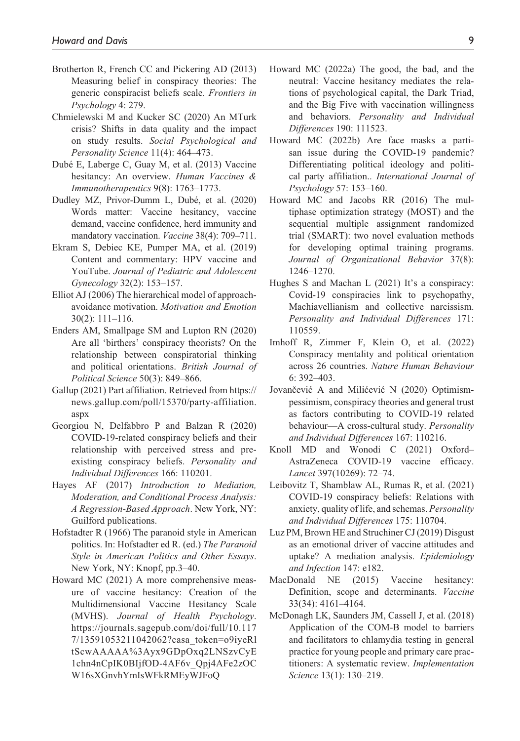Brotherton R, French CC and Pickering AD (2013) Measuring belief in conspiracy theories: The generic conspiracist beliefs scale. *Frontiers in Psychology* 4: 279.

Chmielewski M and Kucker SC (2020) An MTurk crisis? Shifts in data quality and the impact on study results. *Social Psychological and Personality Science* 11(4): 464–473.

Dubé E, Laberge C, Guay M, et al. (2013) Vaccine hesitancy: An overview. *Human Vaccines & Immunotherapeutics* 9(8): 1763–1773.

Dudley MZ, Privor-Dumm L, Dubé, et al. (2020) Words matter: Vaccine hesitancy, vaccine demand, vaccine confidence, herd immunity and mandatory vaccination. *Vaccine* 38(4): 709–711.

Ekram S, Debiec KE, Pumper MA, et al. (2019) Content and commentary: HPV vaccine and YouTube. *Journal of Pediatric and Adolescent Gynecology* 32(2): 153–157.

Elliot AJ (2006) The hierarchical model of approach-avoidance motivation. *Motivation and Emotion* 30(2): 111–116.

Enders AM, Smallpage SM and Lupton RN (2020) Are all 'birthers' conspiracy theorists? On the relationship between conspiratorial thinking and political orientations. *British Journal of Political Science* 50(3): 849–866.

Gallup (2021) Part affiliation. Retrieved from https://news.gallup.com/poll/15370/party-affiliation.aspx

Georgiou N, Delfabbro P and Balzan R (2020) COVID-19-related conspiracy beliefs and their relationship with perceived stress and pre-existing conspiracy beliefs. *Personality and Individual Differences* 166: 110201.

Hayes AF (2017) *Introduction to Mediation, Moderation, and Conditional Process Analysis: A Regression-Based Approach*. New York, NY: Guilford publications.

Hofstadter R (1966) The paranoid style in American politics. In: Hofstadter ed R. (ed.) *The Paranoid Style in American Politics and Other Essays*. New York, NY: Knopf, pp.3–40.

Howard MC (2021) A more comprehensive measure of vaccine hesitancy: Creation of the Multidimensional Vaccine Hesitancy Scale (MVHS). *Journal of Health Psychology*. https://journals.sagepub.com/doi/full/10.1177/13591053211042062?casa_token=o9iyeRltScwAAAAA%3Ayx9GDpOxq2LNSzvCyE1chn4nCpIK0BIjfOD-4AF6v_Qpj4AFe2zOCW16sXGnvhYmIsWFkRMEyWJFoQ

Howard MC (2022a) The good, the bad, and the neutral: Vaccine hesitancy mediates the relations of psychological capital, the Dark Triad, and the Big Five with vaccination willingness and behaviors. *Personality and Individual Differences* 190: 111523.

Howard MC (2022b) Are face masks a partisan issue during the COVID-19 pandemic? Differentiating political ideology and political party affiliation.. *International Journal of Psychology* 57: 153–160.

Howard MC and Jacobs RR (2016) The multiphase optimization strategy (MOST) and the sequential multiple assignment randomized trial (SMART): two novel evaluation methods for developing optimal training programs. *Journal of Organizational Behavior* 37(8): 1246–1270.

Hughes S and Machan L (2021) It's a conspiracy: Covid-19 conspiracies link to psychopathy, Machiavellianism and collective narcissism. *Personality and Individual Differences* 171: 110559.

Imhoff R, Zimmer F, Klein O, et al. (2022) Conspiracy mentality and political orientation across 26 countries. *Nature Human Behaviour* 6: 392–403.

Jovančević A and Milićević N (2020) Optimism-pessimism, conspiracy theories and general trust as factors contributing to COVID-19 related behaviour—A cross-cultural study. *Personality and Individual Differences* 167: 110216.

Knoll MD and Wonodi C (2021) Oxford–AstraZeneca COVID-19 vaccine efficacy. *Lancet* 397(10269): 72–74.

Leibovitz T, Shamblaw AL, Rumas R, et al. (2021) COVID-19 conspiracy beliefs: Relations with anxiety, quality of life, and schemas. *Personality and Individual Differences* 175: 110704.

Luz PM, Brown HE and Struchiner CJ (2019) Disgust as an emotional driver of vaccine attitudes and uptake? A mediation analysis. *Epidemiology and Infection* 147: e182.

MacDonald NE (2015) Vaccine hesitancy: Definition, scope and determinants. *Vaccine* 33(34): 4161–4164.

McDonagh LK, Saunders JM, Cassell J, et al. (2018) Application of the COM-B model to barriers and facilitators to chlamydia testing in general practice for young people and primary care practitioners: A systematic review. *Implementation Science* 13(1): 130–219.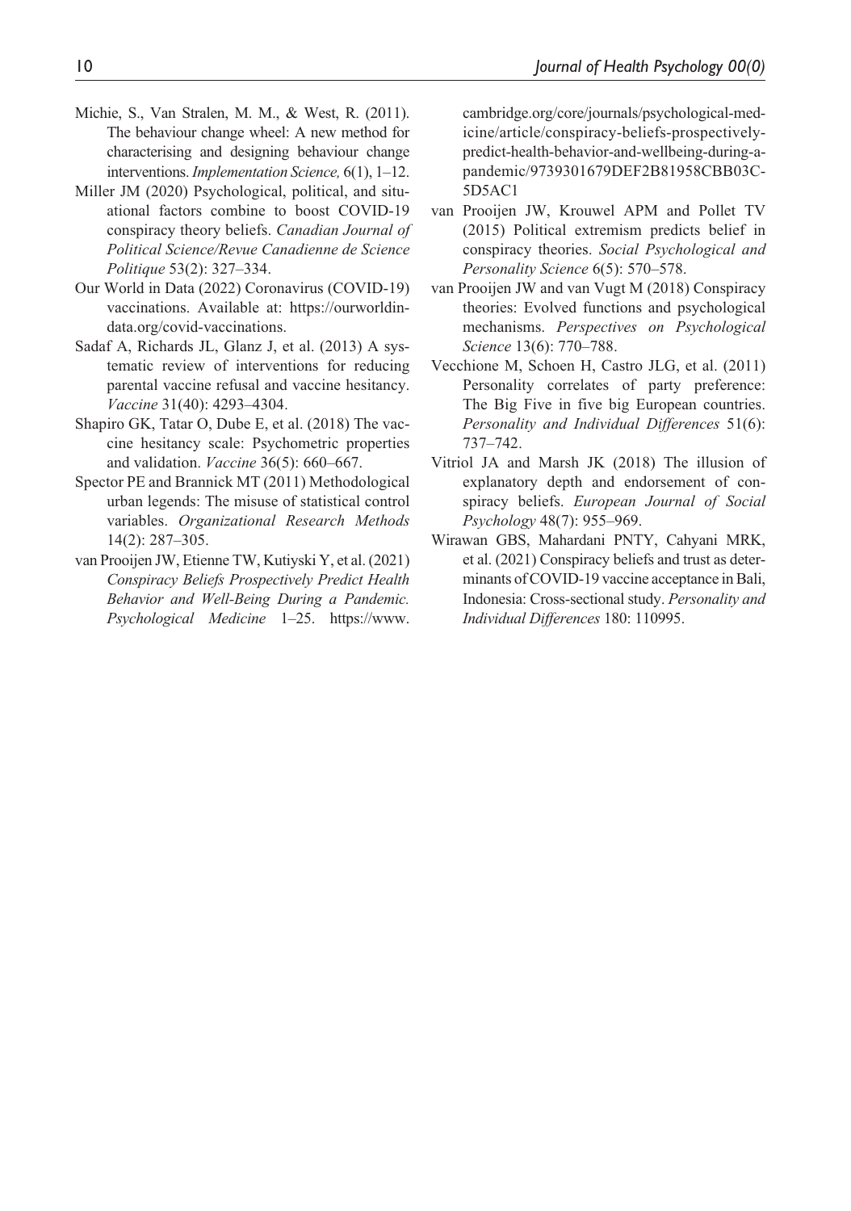Michie, S., Van Stralen, M. M., & West, R. (2011). The behaviour change wheel: A new method for characterising and designing behaviour change interventions. *Implementation Science,* 6(1), 1–12.

Miller JM (2020) Psychological, political, and situational factors combine to boost COVID-19 conspiracy theory beliefs. *Canadian Journal of Political Science/Revue Canadienne de Science Politique* 53(2): 327–334.

Our World in Data (2022) Coronavirus (COVID-19) vaccinations. Available at: https://ourworldindata.org/covid-vaccinations.

Sadaf A, Richards JL, Glanz J, et al. (2013) A systematic review of interventions for reducing parental vaccine refusal and vaccine hesitancy. *Vaccine* 31(40): 4293–4304.

Shapiro GK, Tatar O, Dube E, et al. (2018) The vaccine hesitancy scale: Psychometric properties and validation. *Vaccine* 36(5): 660–667.

Spector PE and Brannick MT (2011) Methodological urban legends: The misuse of statistical control variables. *Organizational Research Methods* 14(2): 287–305.

van Prooijen JW, Etienne TW, Kutiyski Y, et al. (2021) *Conspiracy Beliefs Prospectively Predict Health Behavior and Well-Being During a Pandemic. Psychological Medicine* 1–25. https://www.cambridge.org/core/journals/psychological-medicine/article/conspiracy-beliefs-prospectively-predict-health-behavior-and-wellbeing-during-a-pandemic/9739301679DEF2B81958CBB03C5D5AC1

van Prooijen JW, Krouwel APM and Pollet TV (2015) Political extremism predicts belief in conspiracy theories. *Social Psychological and Personality Science* 6(5): 570–578.

van Prooijen JW and van Vugt M (2018) Conspiracy theories: Evolved functions and psychological mechanisms. *Perspectives on Psychological Science* 13(6): 770–788.

Vecchione M, Schoen H, Castro JLG, et al. (2011) Personality correlates of party preference: The Big Five in five big European countries. *Personality and Individual Differences* 51(6): 737–742.

Vitriol JA and Marsh JK (2018) The illusion of explanatory depth and endorsement of conspiracy beliefs. *European Journal of Social Psychology* 48(7): 955–969.

Wirawan GBS, Mahardani PNTY, Cahyani MRK, et al. (2021) Conspiracy beliefs and trust as determinants of COVID-19 vaccine acceptance in Bali, Indonesia: Cross-sectional study. *Personality and Individual Differences* 180: 110995.